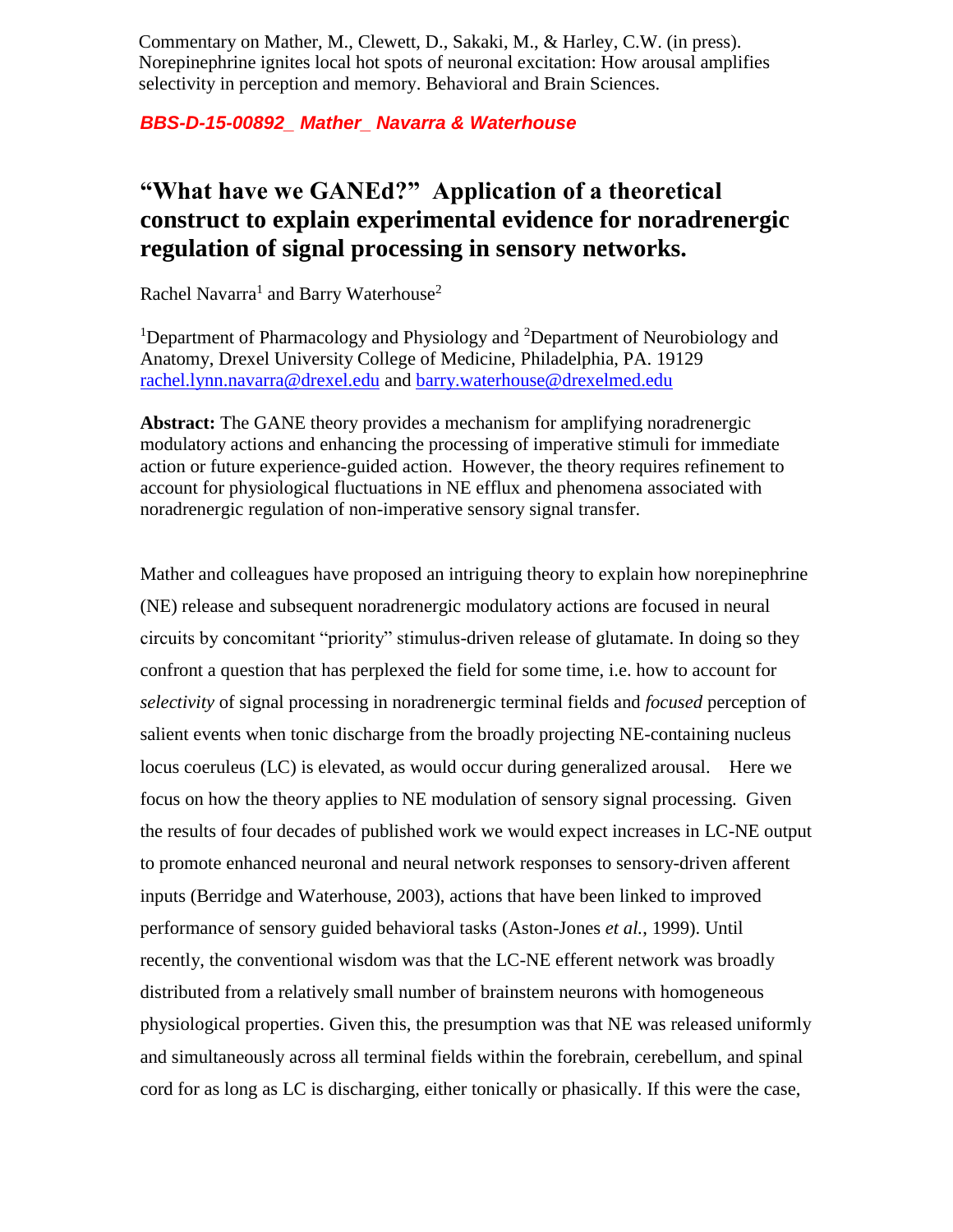Commentary on Mather, M., Clewett, D., Sakaki, M., & Harley, C.W. (in press). Norepinephrine ignites local hot spots of neuronal excitation: How arousal amplifies selectivity in perception and memory. Behavioral and Brain Sciences.

***BBS-D-15-00892_ Mather_ Navarra & Waterhouse***

# "What have we GANEd?" Application of a theoretical construct to explain experimental evidence for noradrenergic regulation of signal processing in sensory networks.

Rachel Navarra[1] and Barry Waterhouse[2]

[1]Department of Pharmacology and Physiology and [2]Department of Neurobiology and Anatomy, Drexel University College of Medicine, Philadelphia, PA. 19129
rachel.lynn.navarra@drexel.edu and barry.waterhouse@drexelmed.edu

**Abstract:** The GANE theory provides a mechanism for amplifying noradrenergic modulatory actions and enhancing the processing of imperative stimuli for immediate action or future experience-guided action. However, the theory requires refinement to account for physiological fluctuations in NE efflux and phenomena associated with noradrenergic regulation of non-imperative sensory signal transfer.

Mather and colleagues have proposed an intriguing theory to explain how norepinephrine (NE) release and subsequent noradrenergic modulatory actions are focused in neural circuits by concomitant "priority" stimulus-driven release of glutamate. In doing so they confront a question that has perplexed the field for some time, i.e. how to account for *selectivity* of signal processing in noradrenergic terminal fields and *focused* perception of salient events when tonic discharge from the broadly projecting NE-containing nucleus locus coeruleus (LC) is elevated, as would occur during generalized arousal. Here we focus on how the theory applies to NE modulation of sensory signal processing. Given the results of four decades of published work we would expect increases in LC-NE output to promote enhanced neuronal and neural network responses to sensory-driven afferent inputs (Berridge and Waterhouse, 2003), actions that have been linked to improved performance of sensory guided behavioral tasks (Aston-Jones *et al.*, 1999). Until recently, the conventional wisdom was that the LC-NE efferent network was broadly distributed from a relatively small number of brainstem neurons with homogeneous physiological properties. Given this, the presumption was that NE was released uniformly and simultaneously across all terminal fields within the forebrain, cerebellum, and spinal cord for as long as LC is discharging, either tonically or phasically. If this were the case,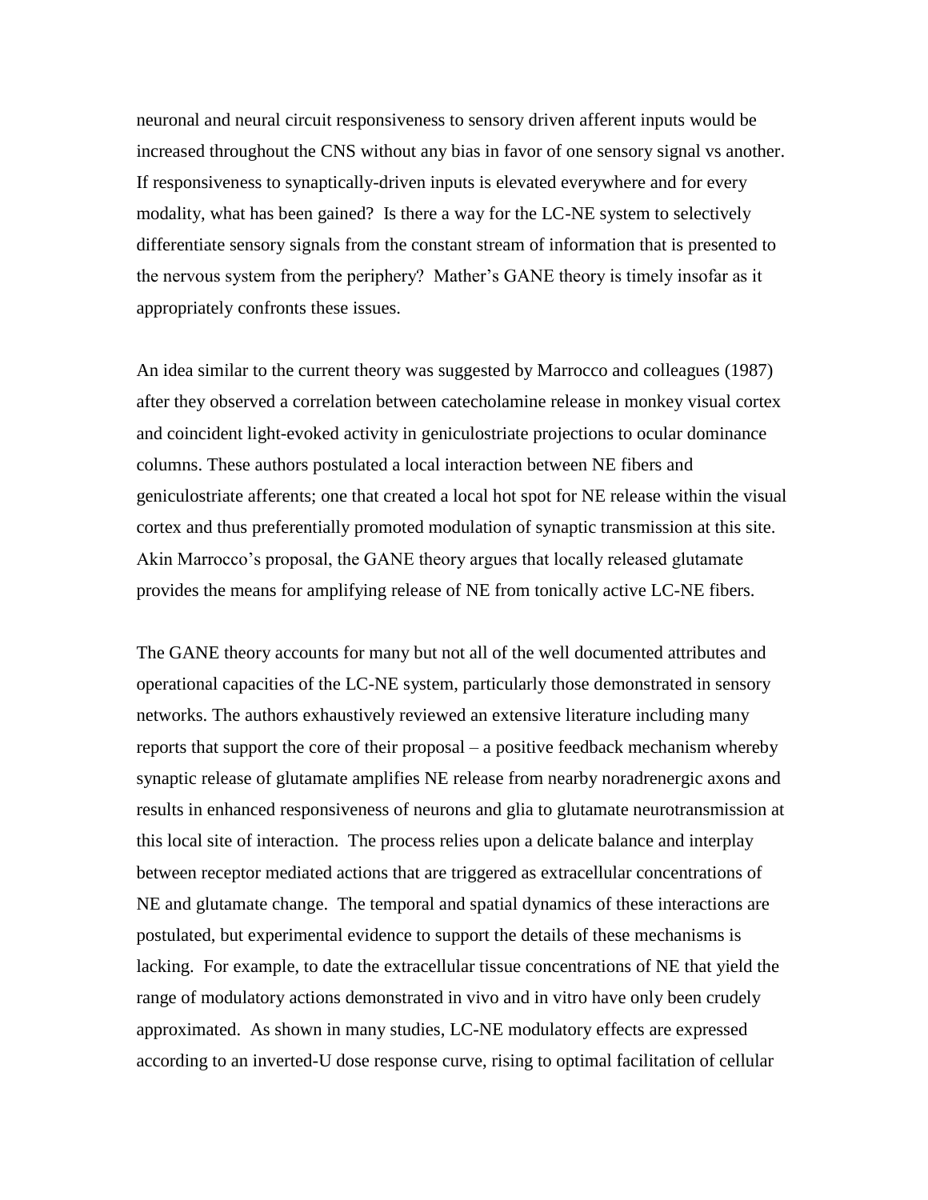neuronal and neural circuit responsiveness to sensory driven afferent inputs would be increased throughout the CNS without any bias in favor of one sensory signal vs another. If responsiveness to synaptically-driven inputs is elevated everywhere and for every modality, what has been gained? Is there a way for the LC-NE system to selectively differentiate sensory signals from the constant stream of information that is presented to the nervous system from the periphery? Mather's GANE theory is timely insofar as it appropriately confronts these issues.

An idea similar to the current theory was suggested by Marrocco and colleagues (1987) after they observed a correlation between catecholamine release in monkey visual cortex and coincident light-evoked activity in geniculostriate projections to ocular dominance columns. These authors postulated a local interaction between NE fibers and geniculostriate afferents; one that created a local hot spot for NE release within the visual cortex and thus preferentially promoted modulation of synaptic transmission at this site. Akin Marrocco's proposal, the GANE theory argues that locally released glutamate provides the means for amplifying release of NE from tonically active LC-NE fibers.

The GANE theory accounts for many but not all of the well documented attributes and operational capacities of the LC-NE system, particularly those demonstrated in sensory networks. The authors exhaustively reviewed an extensive literature including many reports that support the core of their proposal – a positive feedback mechanism whereby synaptic release of glutamate amplifies NE release from nearby noradrenergic axons and results in enhanced responsiveness of neurons and glia to glutamate neurotransmission at this local site of interaction. The process relies upon a delicate balance and interplay between receptor mediated actions that are triggered as extracellular concentrations of NE and glutamate change. The temporal and spatial dynamics of these interactions are postulated, but experimental evidence to support the details of these mechanisms is lacking. For example, to date the extracellular tissue concentrations of NE that yield the range of modulatory actions demonstrated in vivo and in vitro have only been crudely approximated. As shown in many studies, LC-NE modulatory effects are expressed according to an inverted-U dose response curve, rising to optimal facilitation of cellular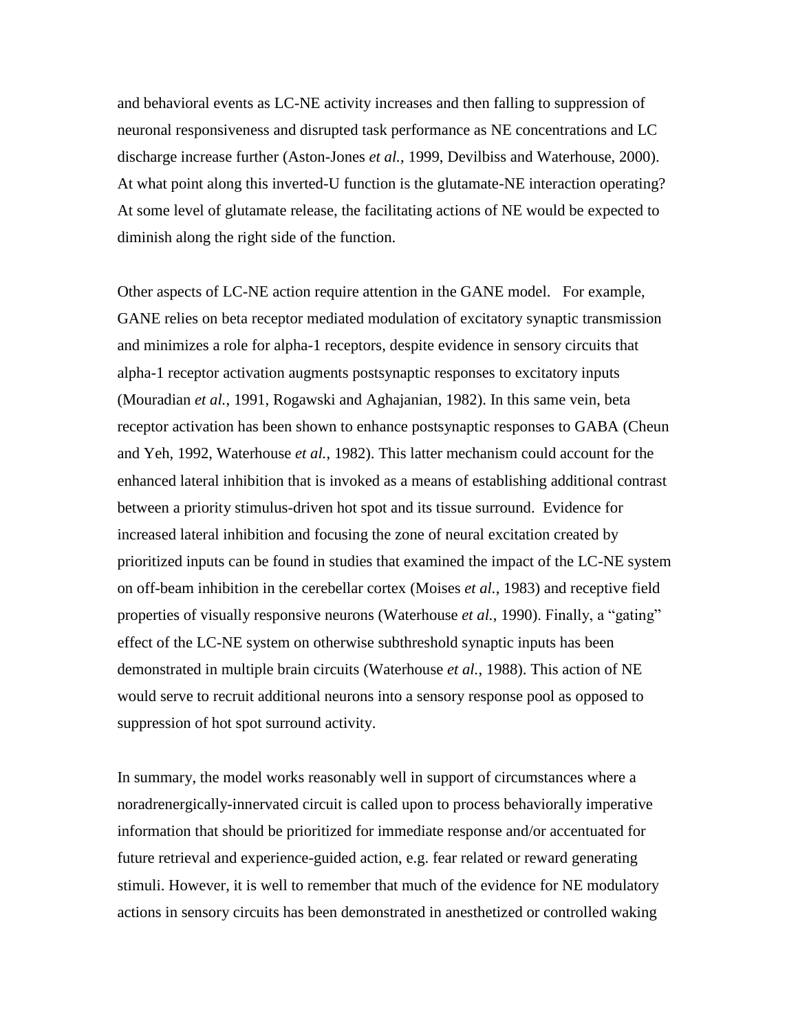and behavioral events as LC-NE activity increases and then falling to suppression of neuronal responsiveness and disrupted task performance as NE concentrations and LC discharge increase further (Aston-Jones *et al.*, 1999, Devilbiss and Waterhouse, 2000). At what point along this inverted-U function is the glutamate-NE interaction operating? At some level of glutamate release, the facilitating actions of NE would be expected to diminish along the right side of the function.

Other aspects of LC-NE action require attention in the GANE model. For example, GANE relies on beta receptor mediated modulation of excitatory synaptic transmission and minimizes a role for alpha-1 receptors, despite evidence in sensory circuits that alpha-1 receptor activation augments postsynaptic responses to excitatory inputs (Mouradian *et al.*, 1991, Rogawski and Aghajanian, 1982). In this same vein, beta receptor activation has been shown to enhance postsynaptic responses to GABA (Cheun and Yeh, 1992, Waterhouse *et al.*, 1982). This latter mechanism could account for the enhanced lateral inhibition that is invoked as a means of establishing additional contrast between a priority stimulus-driven hot spot and its tissue surround. Evidence for increased lateral inhibition and focusing the zone of neural excitation created by prioritized inputs can be found in studies that examined the impact of the LC-NE system on off-beam inhibition in the cerebellar cortex (Moises *et al.*, 1983) and receptive field properties of visually responsive neurons (Waterhouse *et al.*, 1990). Finally, a "gating" effect of the LC-NE system on otherwise subthreshold synaptic inputs has been demonstrated in multiple brain circuits (Waterhouse *et al.*, 1988). This action of NE would serve to recruit additional neurons into a sensory response pool as opposed to suppression of hot spot surround activity.

In summary, the model works reasonably well in support of circumstances where a noradrenergically-innervated circuit is called upon to process behaviorally imperative information that should be prioritized for immediate response and/or accentuated for future retrieval and experience-guided action, e.g. fear related or reward generating stimuli. However, it is well to remember that much of the evidence for NE modulatory actions in sensory circuits has been demonstrated in anesthetized or controlled waking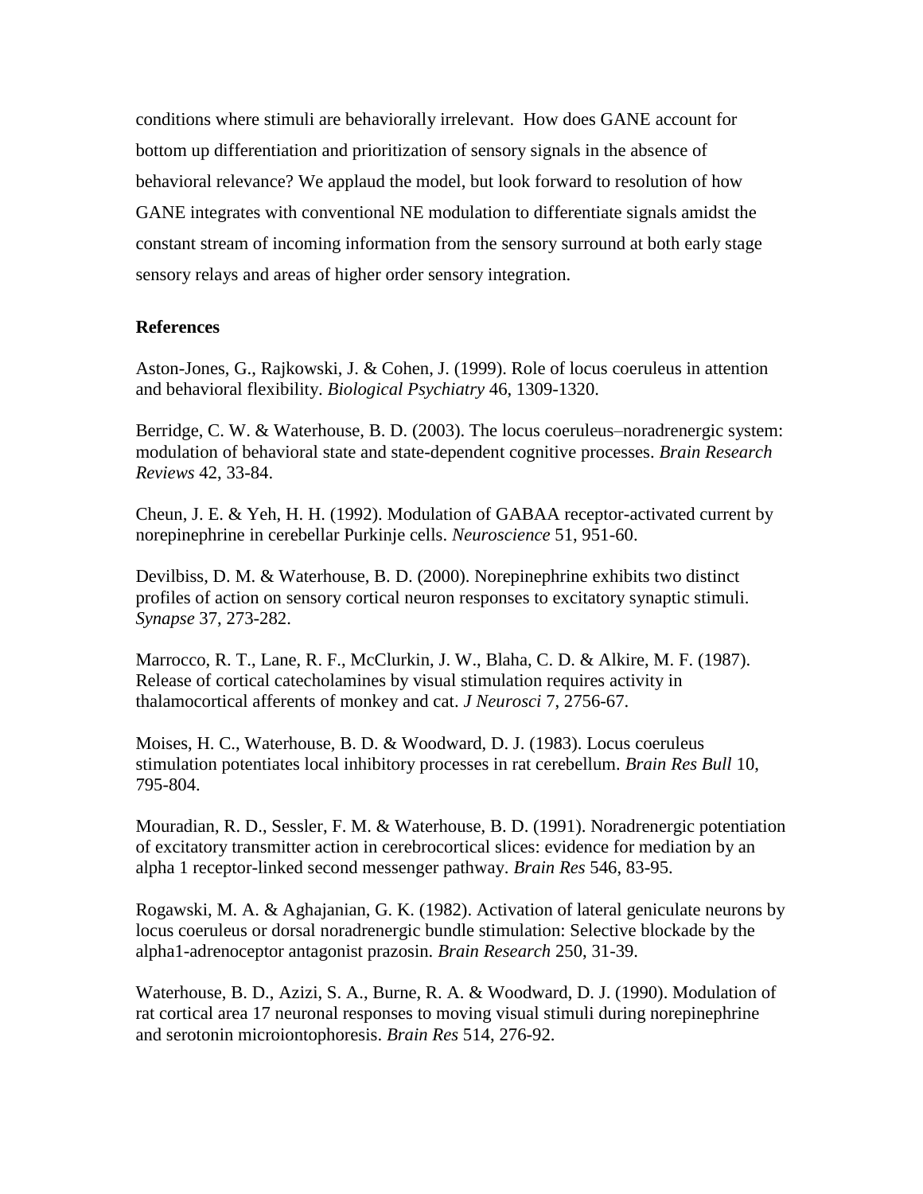conditions where stimuli are behaviorally irrelevant. How does GANE account for bottom up differentiation and prioritization of sensory signals in the absence of behavioral relevance? We applaud the model, but look forward to resolution of how GANE integrates with conventional NE modulation to differentiate signals amidst the constant stream of incoming information from the sensory surround at both early stage sensory relays and areas of higher order sensory integration.

## References

Aston-Jones, G., Rajkowski, J. & Cohen, J. (1999). Role of locus coeruleus in attention and behavioral flexibility. *Biological Psychiatry* 46, 1309-1320.

Berridge, C. W. & Waterhouse, B. D. (2003). The locus coeruleus–noradrenergic system: modulation of behavioral state and state-dependent cognitive processes. *Brain Research Reviews* 42, 33-84.

Cheun, J. E. & Yeh, H. H. (1992). Modulation of GABAA receptor-activated current by norepinephrine in cerebellar Purkinje cells. *Neuroscience* 51, 951-60.

Devilbiss, D. M. & Waterhouse, B. D. (2000). Norepinephrine exhibits two distinct profiles of action on sensory cortical neuron responses to excitatory synaptic stimuli. *Synapse* 37, 273-282.

Marrocco, R. T., Lane, R. F., McClurkin, J. W., Blaha, C. D. & Alkire, M. F. (1987). Release of cortical catecholamines by visual stimulation requires activity in thalamocortical afferents of monkey and cat. *J Neurosci* 7, 2756-67.

Moises, H. C., Waterhouse, B. D. & Woodward, D. J. (1983). Locus coeruleus stimulation potentiates local inhibitory processes in rat cerebellum. *Brain Res Bull* 10, 795-804.

Mouradian, R. D., Sessler, F. M. & Waterhouse, B. D. (1991). Noradrenergic potentiation of excitatory transmitter action in cerebrocortical slices: evidence for mediation by an alpha 1 receptor-linked second messenger pathway. *Brain Res* 546, 83-95.

Rogawski, M. A. & Aghajanian, G. K. (1982). Activation of lateral geniculate neurons by locus coeruleus or dorsal noradrenergic bundle stimulation: Selective blockade by the alpha1-adrenoceptor antagonist prazosin. *Brain Research* 250, 31-39.

Waterhouse, B. D., Azizi, S. A., Burne, R. A. & Woodward, D. J. (1990). Modulation of rat cortical area 17 neuronal responses to moving visual stimuli during norepinephrine and serotonin microiontophoresis. *Brain Res* 514, 276-92.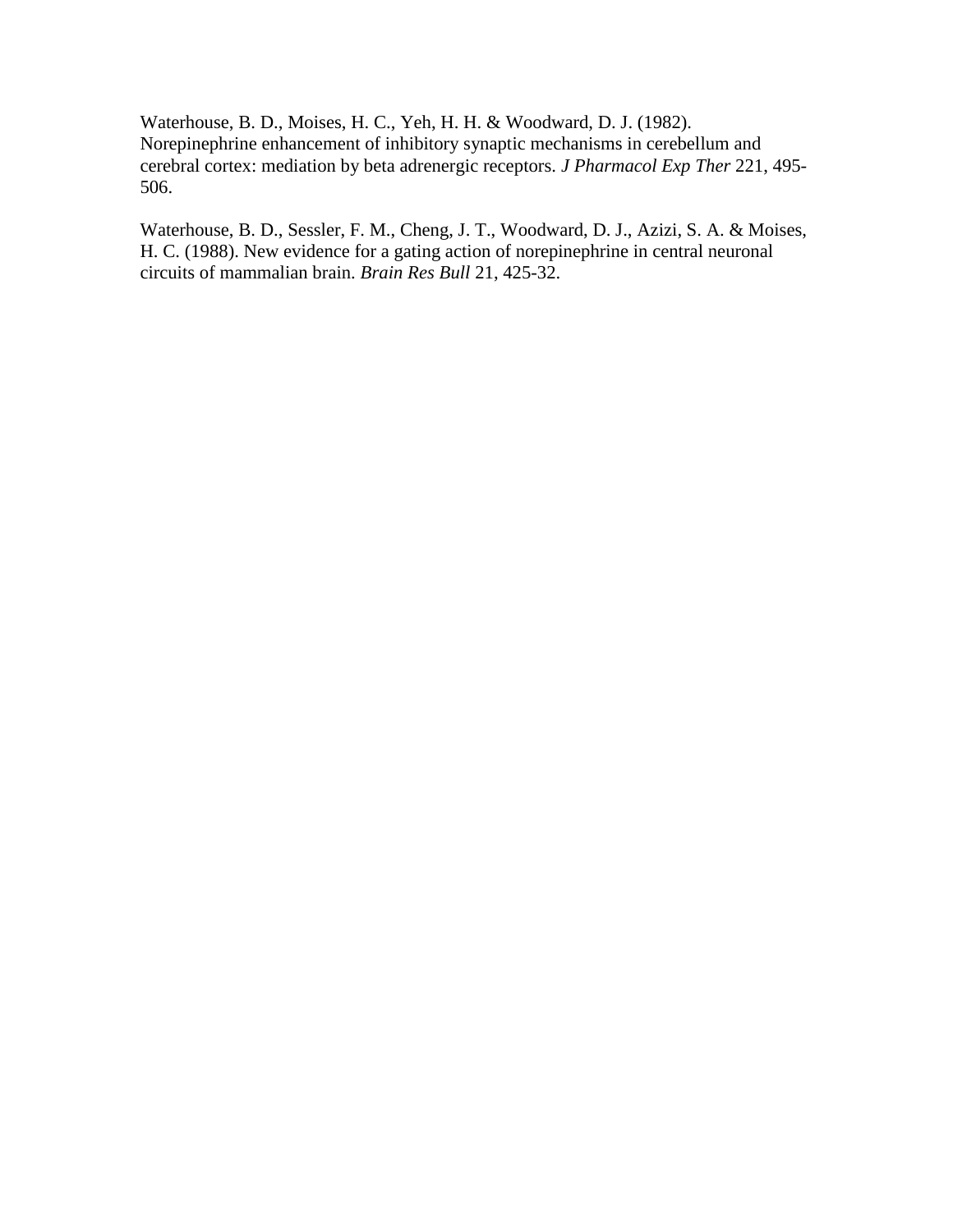Waterhouse, B. D., Moises, H. C., Yeh, H. H. & Woodward, D. J. (1982). Norepinephrine enhancement of inhibitory synaptic mechanisms in cerebellum and cerebral cortex: mediation by beta adrenergic receptors. *J Pharmacol Exp Ther* 221, 495-506.

Waterhouse, B. D., Sessler, F. M., Cheng, J. T., Woodward, D. J., Azizi, S. A. & Moises, H. C. (1988). New evidence for a gating action of norepinephrine in central neuronal circuits of mammalian brain. *Brain Res Bull* 21, 425-32.